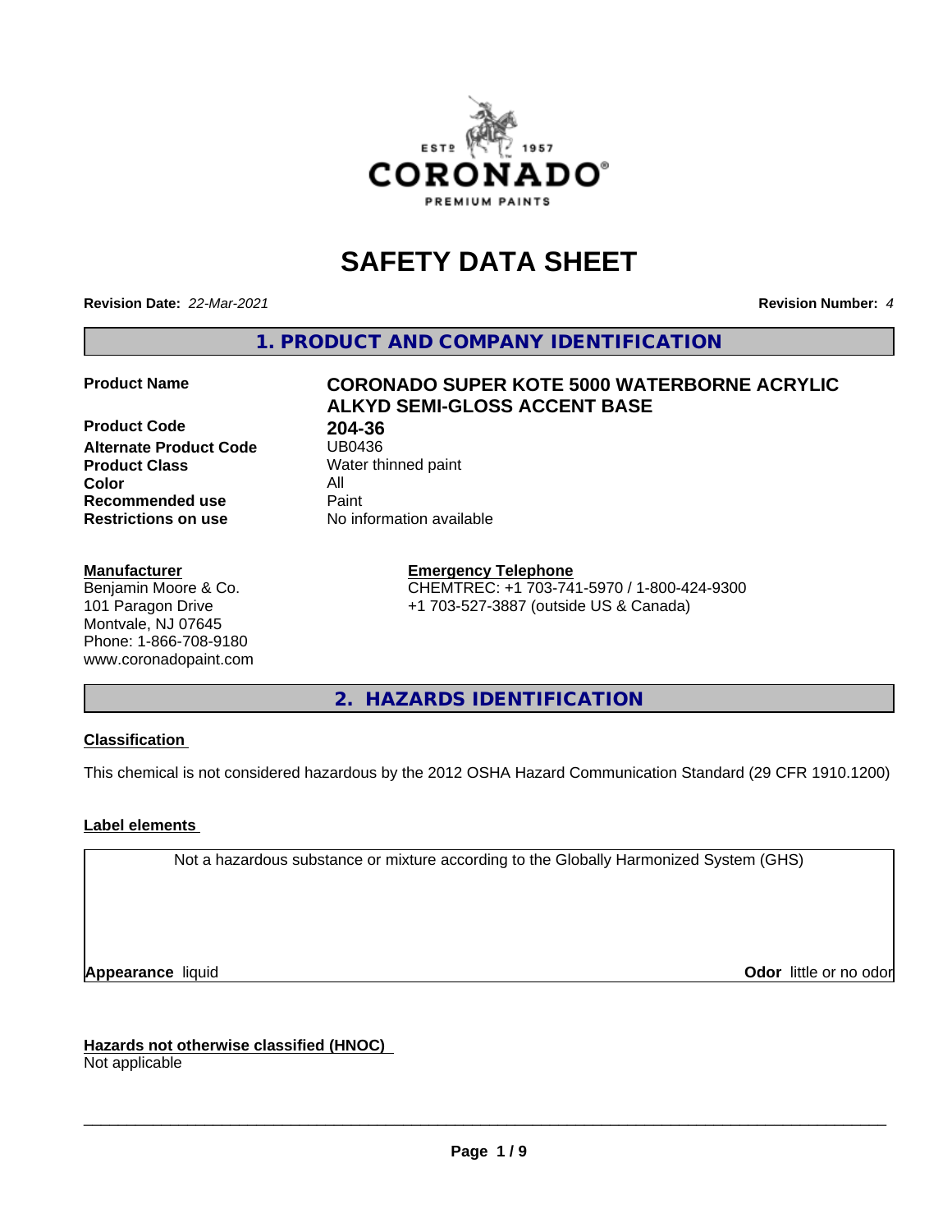# SAFETY DATA SHEET

**Revision Date:** *22-Mar-2021* **Revision Number:** *4*

## 1. PRODUCT AND COMPANY IDENTIFICATION

| | |
|---|---|
| **Product Name** | **CORONADO SUPER KOTE 5000 WATERBORNE ACRYLIC ALKYD SEMI-GLOSS ACCENT BASE** |
| **Product Code** | **204-36** |
| **Alternate Product Code** | UB0436 |
| **Product Class** | Water thinned paint |
| **Color** | All |
| **Recommended use** | Paint |
| **Restrictions on use** | No information available |

**Manufacturer**
Benjamin Moore & Co.
101 Paragon Drive
Montvale, NJ 07645
Phone: 1-866-708-9180
www.coronadopaint.com

**Emergency Telephone**
CHEMTREC: +1 703-741-5970 / 1-800-424-9300
+1 703-527-3887 (outside US & Canada)

## 2. HAZARDS IDENTIFICATION

**Classification**

This chemical is not considered hazardous by the 2012 OSHA Hazard Communication Standard (29 CFR 1910.1200)

**Label elements**

Not a hazardous substance or mixture according to the Globally Harmonized System (GHS)

**Appearance** liquid **Odor** little or no odor

**Hazards not otherwise classified (HNOC)**
Not applicable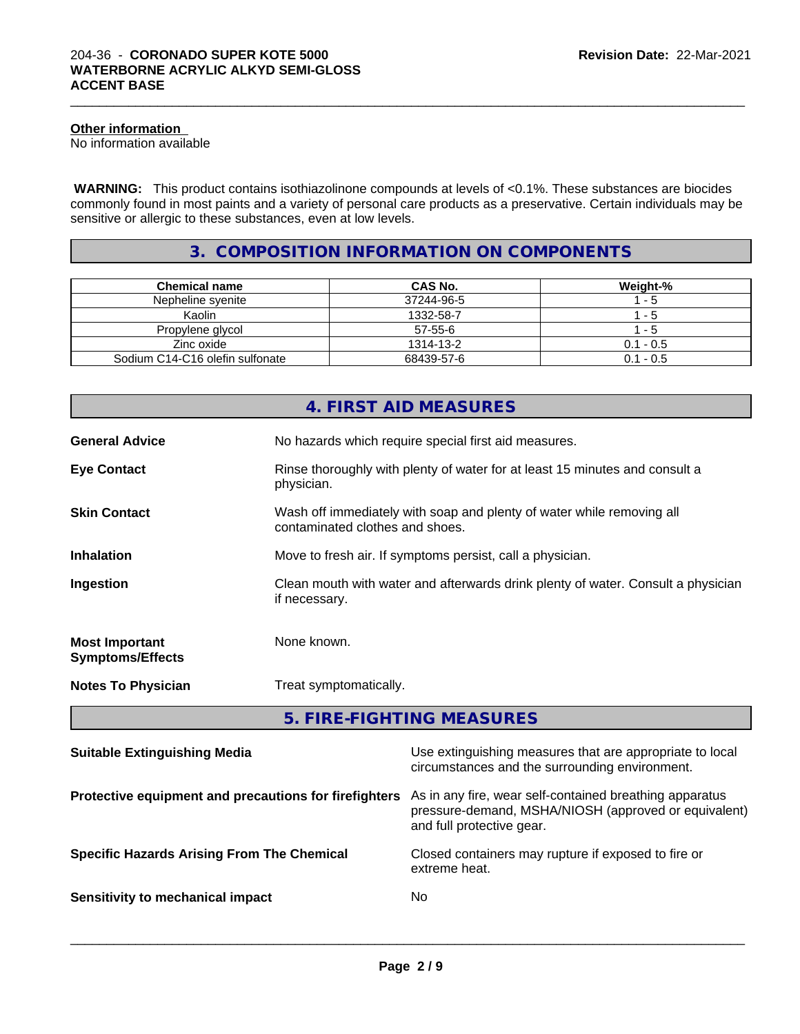#### Other information

No information available

**WARNING:** This product contains isothiazolinone compounds at levels of <0.1%. These substances are biocides commonly found in most paints and a variety of personal care products as a preservative. Certain individuals may be sensitive or allergic to these substances, even at low levels.

## 3. COMPOSITION INFORMATION ON COMPONENTS

| Chemical name | CAS No. | Weight-% |
|---|---|---|
| Nepheline syenite | 37244-96-5 | 1 - 5 |
| Kaolin | 1332-58-7 | 1 - 5 |
| Propylene glycol | 57-55-6 | 1 - 5 |
| Zinc oxide | 1314-13-2 | 0.1 - 0.5 |
| Sodium C14-C16 olefin sulfonate | 68439-57-6 | 0.1 - 0.5 |

## 4. FIRST AID MEASURES

**General Advice** No hazards which require special first aid measures.

**Eye Contact** Rinse thoroughly with plenty of water for at least 15 minutes and consult a physician.

**Skin Contact** Wash off immediately with soap and plenty of water while removing all contaminated clothes and shoes.

**Inhalation** Move to fresh air. If symptoms persist, call a physician.

**Ingestion** Clean mouth with water and afterwards drink plenty of water. Consult a physician if necessary.

**Most Important Symptoms/Effects** None known.

**Notes To Physician** Treat symptomatically.

## 5. FIRE-FIGHTING MEASURES

**Suitable Extinguishing Media** Use extinguishing measures that are appropriate to local circumstances and the surrounding environment.

**Protective equipment and precautions for firefighters** As in any fire, wear self-contained breathing apparatus pressure-demand, MSHA/NIOSH (approved or equivalent) and full protective gear.

**Specific Hazards Arising From The Chemical** Closed containers may rupture if exposed to fire or extreme heat.

**Sensitivity to mechanical impact** No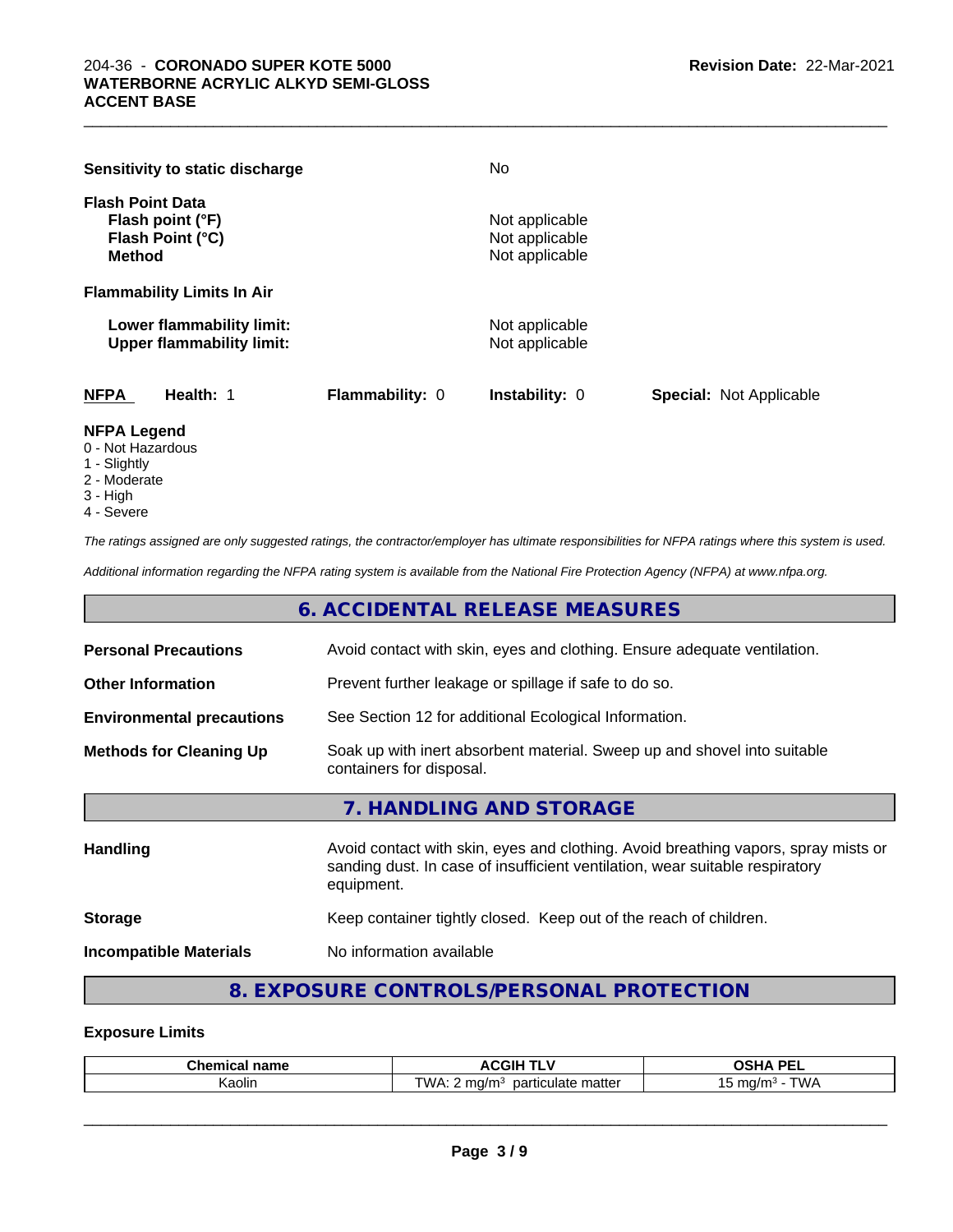**Sensitivity to static discharge** No

**Flash Point Data**
**Flash point (°F)** Not applicable
**Flash Point (°C)** Not applicable
**Method** Not applicable

**Flammability Limits In Air**

**Lower flammability limit:** Not applicable
**Upper flammability limit:** Not applicable

| NFPA | Health: 1 | Flammability: 0 | Instability: 0 | Special: Not Applicable |
|---|---|---|---|---|

**NFPA Legend**
0 - Not Hazardous
1 - Slightly
2 - Moderate
3 - High
4 - Severe

*The ratings assigned are only suggested ratings, the contractor/employer has ultimate responsibilities for NFPA ratings where this system is used.*

*Additional information regarding the NFPA rating system is available from the National Fire Protection Agency (NFPA) at www.nfpa.org.*

## 6. ACCIDENTAL RELEASE MEASURES

**Personal Precautions** Avoid contact with skin, eyes and clothing. Ensure adequate ventilation.

**Other Information** Prevent further leakage or spillage if safe to do so.

**Environmental precautions** See Section 12 for additional Ecological Information.

**Methods for Cleaning Up** Soak up with inert absorbent material. Sweep up and shovel into suitable containers for disposal.

## 7. HANDLING AND STORAGE

**Handling** Avoid contact with skin, eyes and clothing. Avoid breathing vapors, spray mists or sanding dust. In case of insufficient ventilation, wear suitable respiratory equipment.

**Storage** Keep container tightly closed. Keep out of the reach of children.

**Incompatible Materials** No information available

## 8. EXPOSURE CONTROLS/PERSONAL PROTECTION

### Exposure Limits

| Chemical name | ACGIH TLV | OSHA PEL |
|---|---|---|
| Kaolin | TWA: 2 mg/m³ particulate matter | 15 mg/m³ - TWA |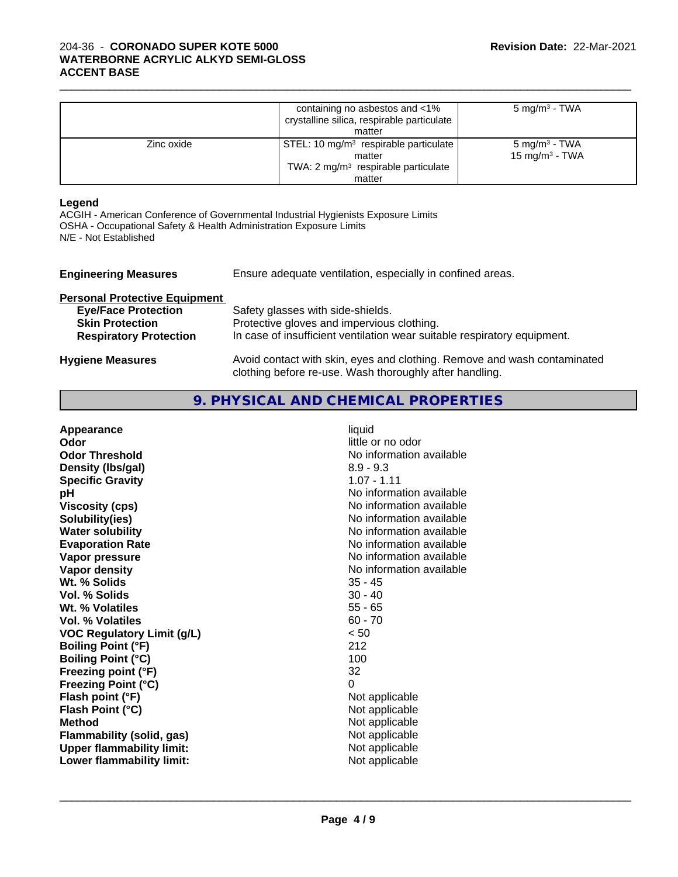| | | |
|---|---|---|
| | containing no asbestos and <1% crystalline silica, respirable particulate matter | 5 mg/m³ - TWA |
| Zinc oxide | STEL: 10 mg/m³ respirable particulate matter<br>TWA: 2 mg/m³ respirable particulate matter | 5 mg/m³ - TWA<br>15 mg/m³ - TWA |

**Legend**

ACGIH - American Conference of Governmental Industrial Hygienists Exposure Limits
OSHA - Occupational Safety & Health Administration Exposure Limits
N/E - Not Established

**Engineering Measures** Ensure adequate ventilation, especially in confined areas.

**Personal Protective Equipment**

- **Eye/Face Protection** Safety glasses with side-shields.
- **Skin Protection** Protective gloves and impervious clothing.
- **Respiratory Protection** In case of insufficient ventilation wear suitable respiratory equipment.

**Hygiene Measures** Avoid contact with skin, eyes and clothing. Remove and wash contaminated clothing before re-use. Wash thoroughly after handling.

## 9. PHYSICAL AND CHEMICAL PROPERTIES

| | |
|---|---|
| **Appearance** | liquid |
| **Odor** | little or no odor |
| **Odor Threshold** | No information available |
| **Density (lbs/gal)** | 8.9 - 9.3 |
| **Specific Gravity** | 1.07 - 1.11 |
| **pH** | No information available |
| **Viscosity (cps)** | No information available |
| **Solubility(ies)** | No information available |
| **Water solubility** | No information available |
| **Evaporation Rate** | No information available |
| **Vapor pressure** | No information available |
| **Vapor density** | No information available |
| **Wt. % Solids** | 35 - 45 |
| **Vol. % Solids** | 30 - 40 |
| **Wt. % Volatiles** | 55 - 65 |
| **Vol. % Volatiles** | 60 - 70 |
| **VOC Regulatory Limit (g/L)** | < 50 |
| **Boiling Point (°F)** | 212 |
| **Boiling Point (°C)** | 100 |
| **Freezing point (°F)** | 32 |
| **Freezing Point (°C)** | 0 |
| **Flash point (°F)** | Not applicable |
| **Flash Point (°C)** | Not applicable |
| **Method** | Not applicable |
| **Flammability (solid, gas)** | Not applicable |
| **Upper flammability limit:** | Not applicable |
| **Lower flammability limit:** | Not applicable |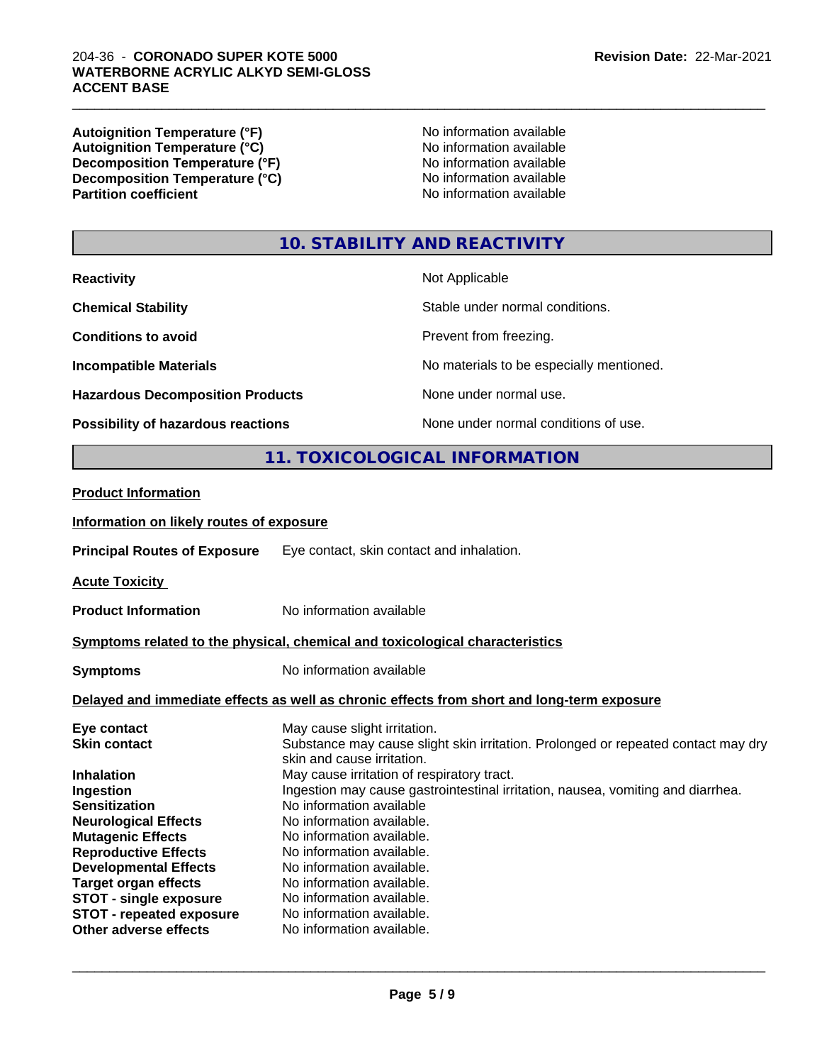| | |
|---|---|
| **Autoignition Temperature (°F)** | No information available |
| **Autoignition Temperature (°C)** | No information available |
| **Decomposition Temperature (°F)** | No information available |
| **Decomposition Temperature (°C)** | No information available |
| **Partition coefficient** | No information available |

## 10. STABILITY AND REACTIVITY

| | |
|---|---|
| **Reactivity** | Not Applicable |
| **Chemical Stability** | Stable under normal conditions. |
| **Conditions to avoid** | Prevent from freezing. |
| **Incompatible Materials** | No materials to be especially mentioned. |
| **Hazardous Decomposition Products** | None under normal use. |
| **Possibility of hazardous reactions** | None under normal conditions of use. |

## 11. TOXICOLOGICAL INFORMATION

**Product Information**

**Information on likely routes of exposure**

**Principal Routes of Exposure** Eye contact, skin contact and inhalation.

**Acute Toxicity**

**Product Information** No information available

**Symptoms related to the physical, chemical and toxicological characteristics**

**Symptoms** No information available

**Delayed and immediate effects as well as chronic effects from short and long-term exposure**

| | |
|---|---|
| **Eye contact** | May cause slight irritation. |
| **Skin contact** | Substance may cause slight skin irritation. Prolonged or repeated contact may dry skin and cause irritation. |
| **Inhalation** | May cause irritation of respiratory tract. |
| **Ingestion** | Ingestion may cause gastrointestinal irritation, nausea, vomiting and diarrhea. |
| **Sensitization** | No information available |
| **Neurological Effects** | No information available. |
| **Mutagenic Effects** | No information available. |
| **Reproductive Effects** | No information available. |
| **Developmental Effects** | No information available. |
| **Target organ effects** | No information available. |
| **STOT - single exposure** | No information available. |
| **STOT - repeated exposure** | No information available. |
| **Other adverse effects** | No information available. |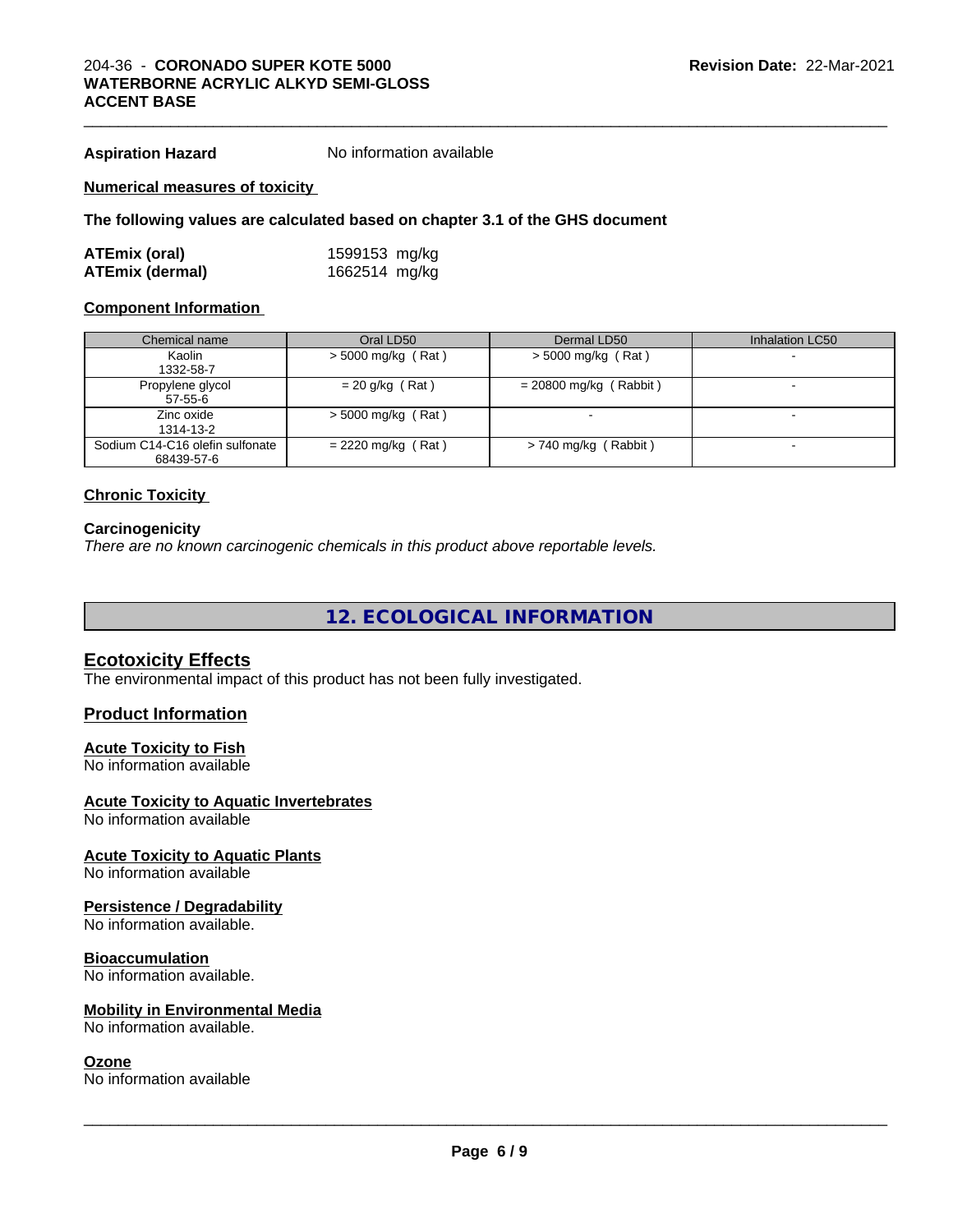**Aspiration Hazard** No information available

**Numerical measures of toxicity**

**The following values are calculated based on chapter 3.1 of the GHS document**

| | |
|---|---|
| **ATEmix (oral)** | 1599153 mg/kg |
| **ATEmix (dermal)** | 1662514 mg/kg |

**Component Information**

| Chemical name | Oral LD50 | Dermal LD50 | Inhalation LC50 |
|---|---|---|---|
| Kaolin<br>1332-58-7 | > 5000 mg/kg ( Rat ) | > 5000 mg/kg ( Rat ) | - |
| Propylene glycol<br>57-55-6 | = 20 g/kg ( Rat ) | = 20800 mg/kg ( Rabbit ) | - |
| Zinc oxide<br>1314-13-2 | > 5000 mg/kg ( Rat ) | - | - |
| Sodium C14-C16 olefin sulfonate<br>68439-57-6 | = 2220 mg/kg ( Rat ) | > 740 mg/kg ( Rabbit ) | - |

**Chronic Toxicity**

**Carcinogenicity**

*There are no known carcinogenic chemicals in this product above reportable levels.*

## 12. ECOLOGICAL INFORMATION

### Ecotoxicity Effects

The environmental impact of this product has not been fully investigated.

### Product Information

**Acute Toxicity to Fish**
No information available

**Acute Toxicity to Aquatic Invertebrates**
No information available

**Acute Toxicity to Aquatic Plants**
No information available

**Persistence / Degradability**
No information available.

**Bioaccumulation**
No information available.

**Mobility in Environmental Media**
No information available.

**Ozone**
No information available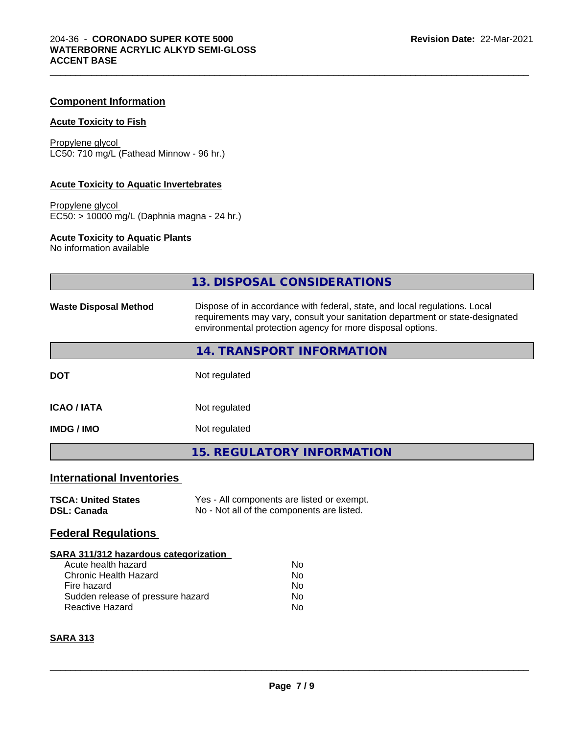## Component Information

### Acute Toxicity to Fish

Propylene glycol
LC50: 710 mg/L (Fathead Minnow - 96 hr.)

### Acute Toxicity to Aquatic Invertebrates

Propylene glycol
EC50: > 10000 mg/L (Daphnia magna - 24 hr.)

### Acute Toxicity to Aquatic Plants

No information available

# 13. DISPOSAL CONSIDERATIONS

**Waste Disposal Method** Dispose of in accordance with federal, state, and local regulations. Local requirements may vary, consult your sanitation department or state-designated environmental protection agency for more disposal options.

# 14. TRANSPORT INFORMATION

| | |
|---|---|
| **DOT** | Not regulated |
| **ICAO / IATA** | Not regulated |
| **IMDG / IMO** | Not regulated |

# 15. REGULATORY INFORMATION

## International Inventories

| | |
|---|---|
| **TSCA: United States** | Yes - All components are listed or exempt. |
| **DSL: Canada** | No - Not all of the components are listed. |

## Federal Regulations

### SARA 311/312 hazardous categorization

| | |
|---|---|
| Acute health hazard | No |
| Chronic Health Hazard | No |
| Fire hazard | No |
| Sudden release of pressure hazard | No |
| Reactive Hazard | No |

### SARA 313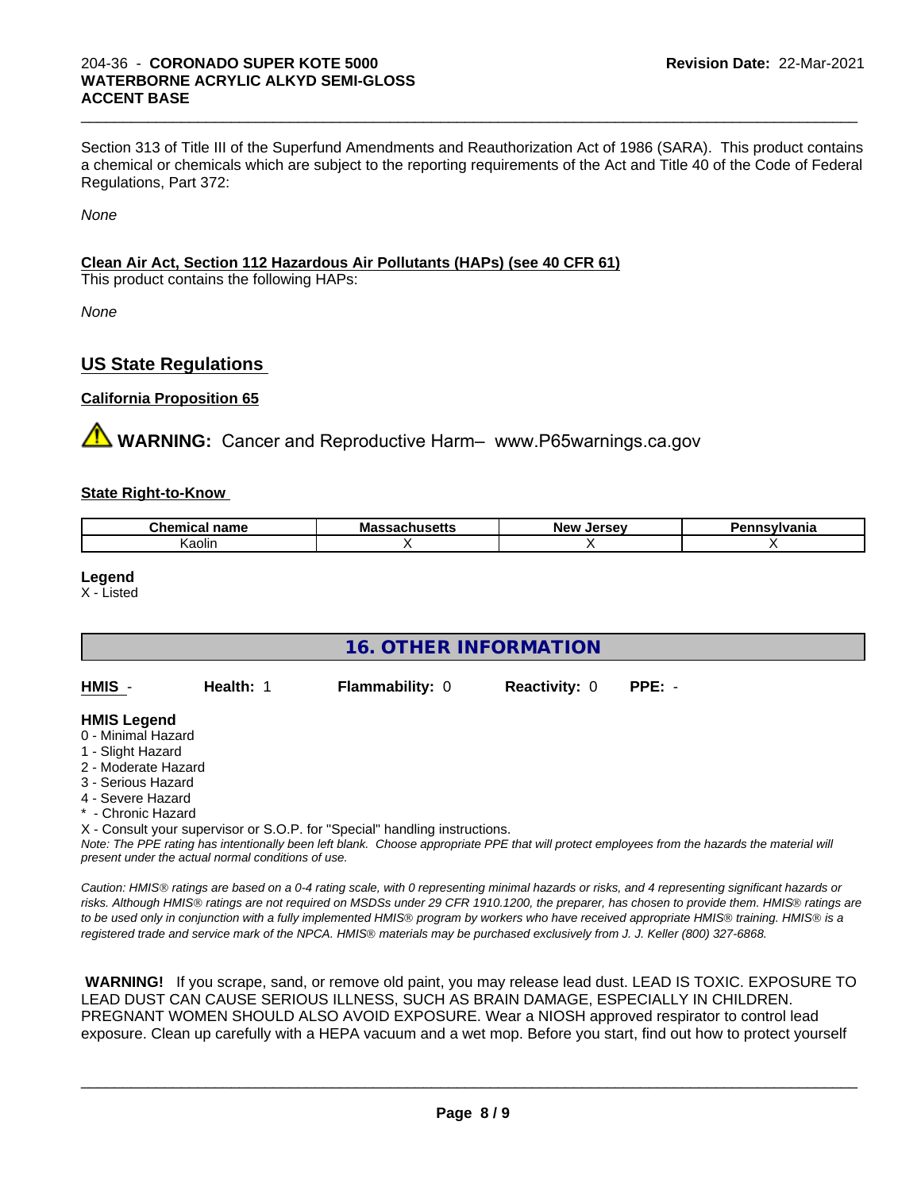Section 313 of Title III of the Superfund Amendments and Reauthorization Act of 1986 (SARA). This product contains a chemical or chemicals which are subject to the reporting requirements of the Act and Title 40 of the Code of Federal Regulations, Part 372:

*None*

**Clean Air Act, Section 112 Hazardous Air Pollutants (HAPs) (see 40 CFR 61)**
This product contains the following HAPs:

*None*

## US State Regulations

**California Proposition 65**

⚠ **WARNING:** Cancer and Reproductive Harm– www.P65warnings.ca.gov

**State Right-to-Know**

| Chemical name | Massachusetts | New Jersey | Pennsylvania |
|---|---|---|---|
| Kaolin | X | X | X |

**Legend**
X - Listed

## 16. OTHER INFORMATION

**HMIS** - **Health:** 1 **Flammability:** 0 **Reactivity:** 0 **PPE:** -

**HMIS Legend**
0 - Minimal Hazard
1 - Slight Hazard
2 - Moderate Hazard
3 - Serious Hazard
4 - Severe Hazard
* - Chronic Hazard
X - Consult your supervisor or S.O.P. for "Special" handling instructions.
*Note: The PPE rating has intentionally been left blank. Choose appropriate PPE that will protect employees from the hazards the material will present under the actual normal conditions of use.*

*Caution: HMIS® ratings are based on a 0-4 rating scale, with 0 representing minimal hazards or risks, and 4 representing significant hazards or risks. Although HMIS® ratings are not required on MSDSs under 29 CFR 1910.1200, the preparer, has chosen to provide them. HMIS® ratings are to be used only in conjunction with a fully implemented HMIS® program by workers who have received appropriate HMIS® training. HMIS® is a registered trade and service mark of the NPCA. HMIS® materials may be purchased exclusively from J. J. Keller (800) 327-6868.*

**WARNING!** If you scrape, sand, or remove old paint, you may release lead dust. LEAD IS TOXIC. EXPOSURE TO LEAD DUST CAN CAUSE SERIOUS ILLNESS, SUCH AS BRAIN DAMAGE, ESPECIALLY IN CHILDREN. PREGNANT WOMEN SHOULD ALSO AVOID EXPOSURE. Wear a NIOSH approved respirator to control lead exposure. Clean up carefully with a HEPA vacuum and a wet mop. Before you start, find out how to protect yourself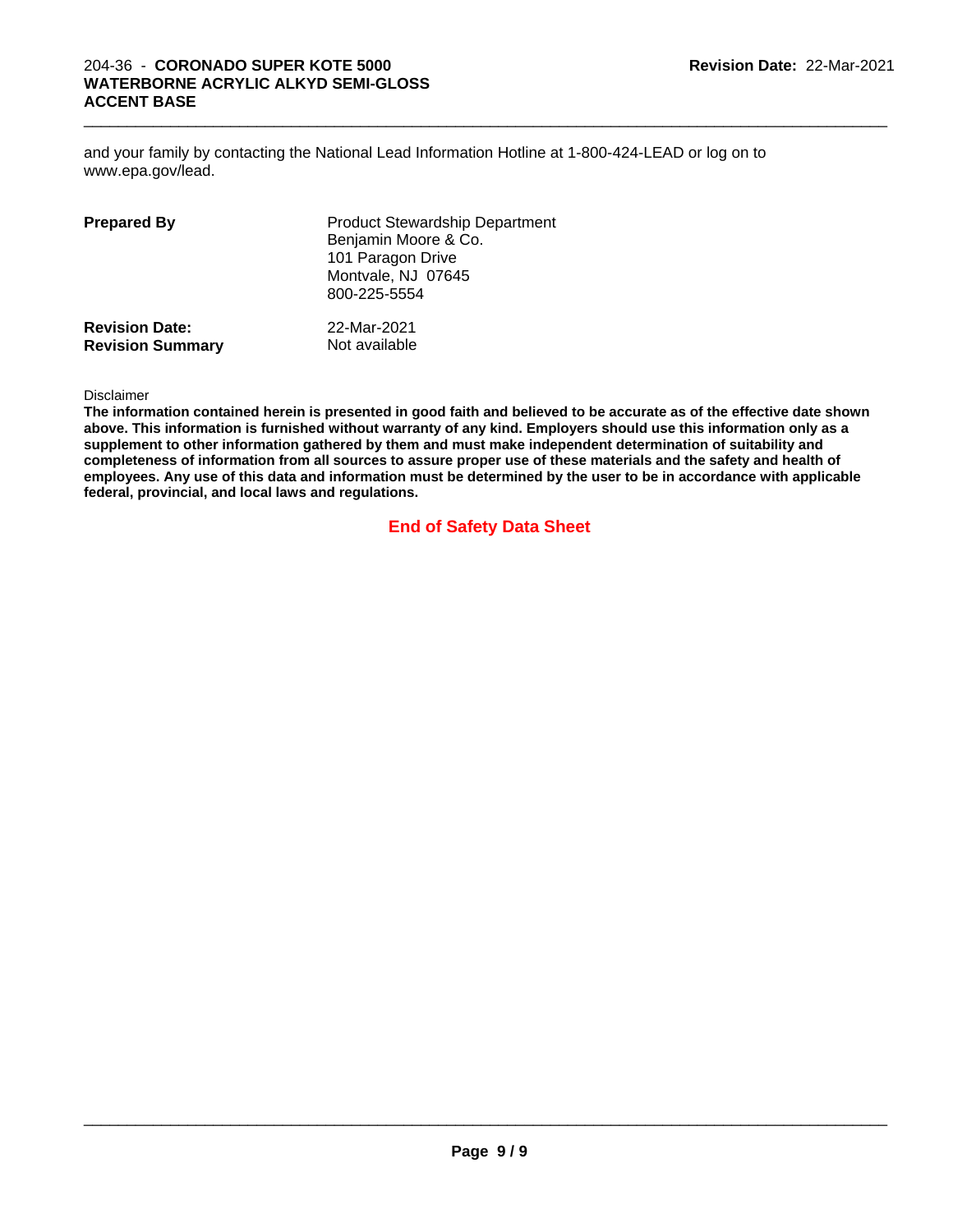and your family by contacting the National Lead Information Hotline at 1-800-424-LEAD or log on to www.epa.gov/lead.

| | |
|---|---|
| **Prepared By** | Product Stewardship Department<br>Benjamin Moore & Co.<br>101 Paragon Drive<br>Montvale, NJ 07645<br>800-225-5554 |
| **Revision Date:** | 22-Mar-2021 |
| **Revision Summary** | Not available |

Disclaimer

**The information contained herein is presented in good faith and believed to be accurate as of the effective date shown above. This information is furnished without warranty of any kind. Employers should use this information only as a supplement to other information gathered by them and must make independent determination of suitability and completeness of information from all sources to assure proper use of these materials and the safety and health of employees. Any use of this data and information must be determined by the user to be in accordance with applicable federal, provincial, and local laws and regulations.**

**End of Safety Data Sheet**